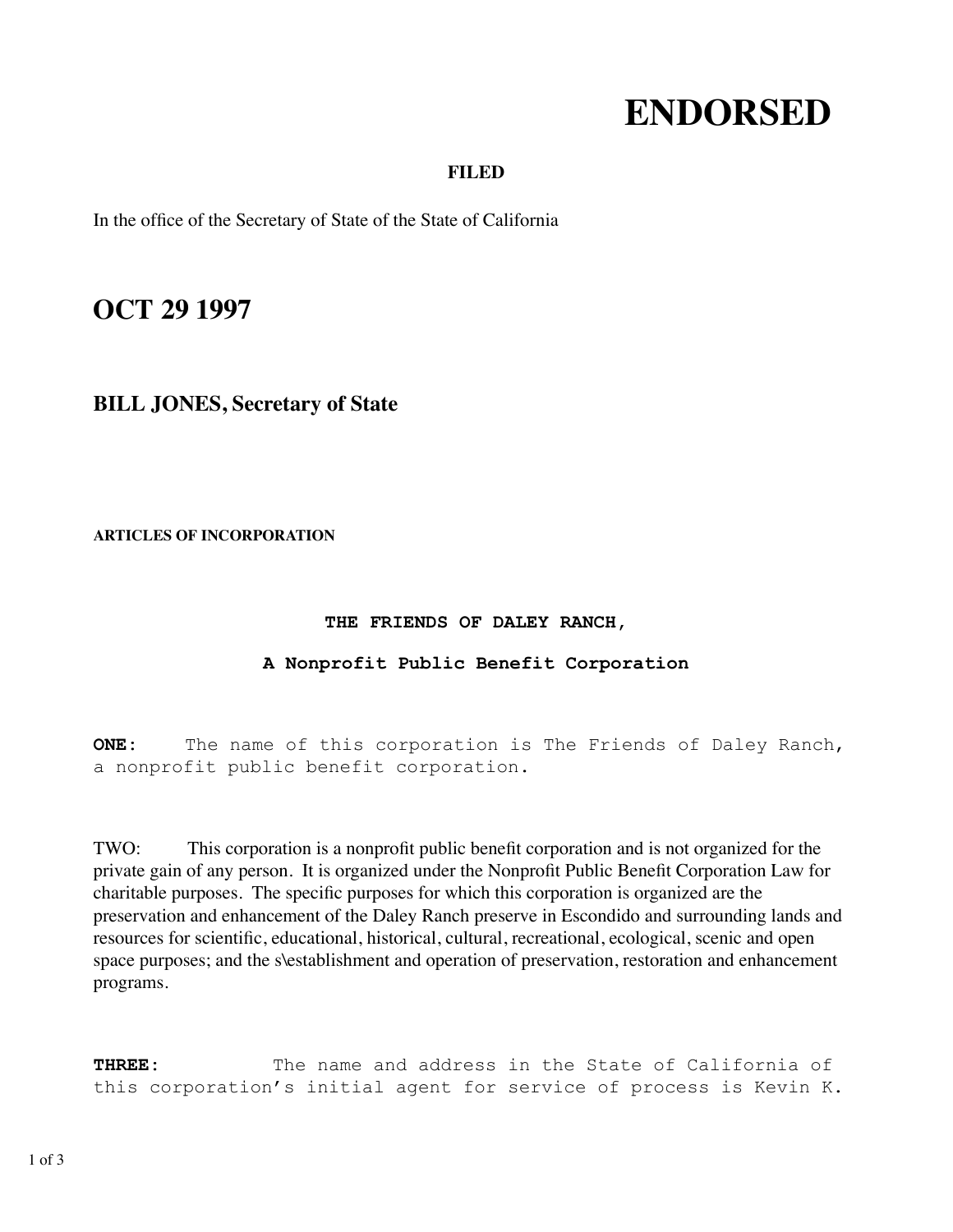# ENDORSED

**FILED**

In the office of the Secretary of State of the State of California

## OCT 29 1997

### BILL JONES, Secretary of State

**ARTICLES OF INCORPORATION**

**THE FRIENDS OF DALEY RANCH,**

**A Nonprofit Public Benefit Corporation**

**ONE:** The name of this corporation is The Friends of Daley Ranch, a nonprofit public benefit corporation.

TWO: This corporation is a nonprofit public benefit corporation and is not organized for the private gain of any person. It is organized under the Nonprofit Public Benefit Corporation Law for charitable purposes. The specific purposes for which this corporation is organized are the preservation and enhancement of the Daley Ranch preserve in Escondido and surrounding lands and resources for scientific, educational, historical, cultural, recreational, ecological, scenic and open space purposes; and the s\establishment and operation of preservation, restoration and enhancement programs.

**THREE:** The name and address in the State of California of this corporation's initial agent for service of process is Kevin K.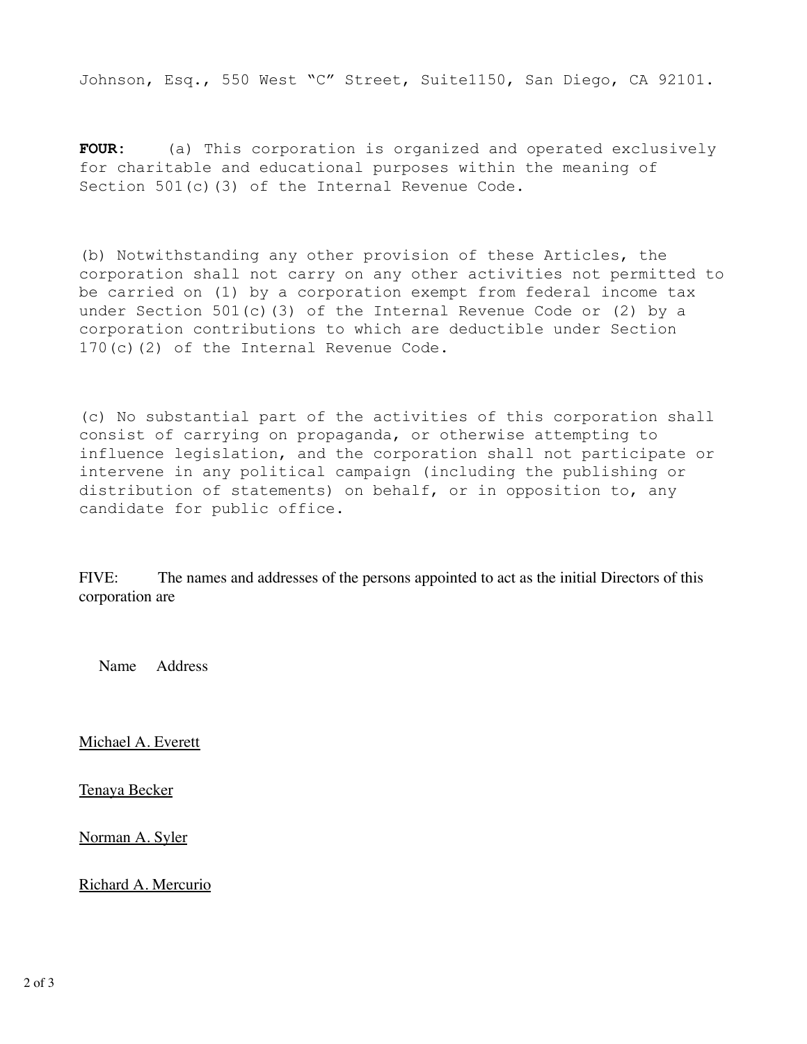Johnson, Esq., 550 West “C” Street, Suite1150, San Diego, CA 92101.

**FOUR:** (a) This corporation is organized and operated exclusively for charitable and educational purposes within the meaning of Section 501(c)(3) of the Internal Revenue Code.

(b) Notwithstanding any other provision of these Articles, the corporation shall not carry on any other activities not permitted to be carried on (1) by a corporation exempt from federal income tax under Section 501(c)(3) of the Internal Revenue Code or (2) by a corporation contributions to which are deductible under Section 170(c)(2) of the Internal Revenue Code.

(c) No substantial part of the activities of this corporation shall consist of carrying on propaganda, or otherwise attempting to influence legislation, and the corporation shall not participate or intervene in any political campaign (including the publishing or distribution of statements) on behalf, or in opposition to, any candidate for public office.

FIVE: The names and addresses of the persons appointed to act as the initial Directors of this corporation are

Name Address

Michael A. Everett

Tenaya Becker

Norman A. Syler

Richard A. Mercurio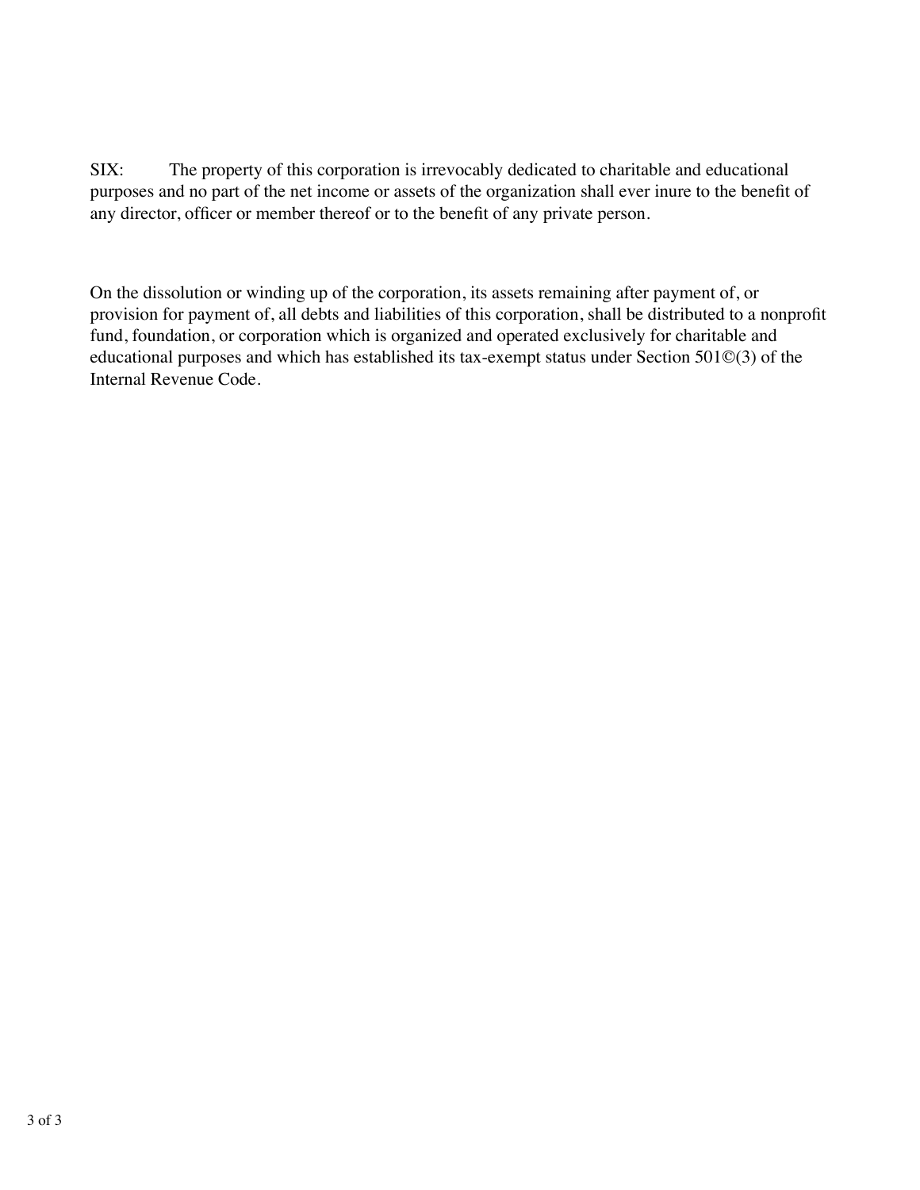SIX: The property of this corporation is irrevocably dedicated to charitable and educational purposes and no part of the net income or assets of the organization shall ever inure to the benefit of any director, officer or member thereof or to the benefit of any private person.

On the dissolution or winding up of the corporation, its assets remaining after payment of, or provision for payment of, all debts and liabilities of this corporation, shall be distributed to a nonprofit fund, foundation, or corporation which is organized and operated exclusively for charitable and educational purposes and which has established its tax-exempt status under Section 501©(3) of the Internal Revenue Code.